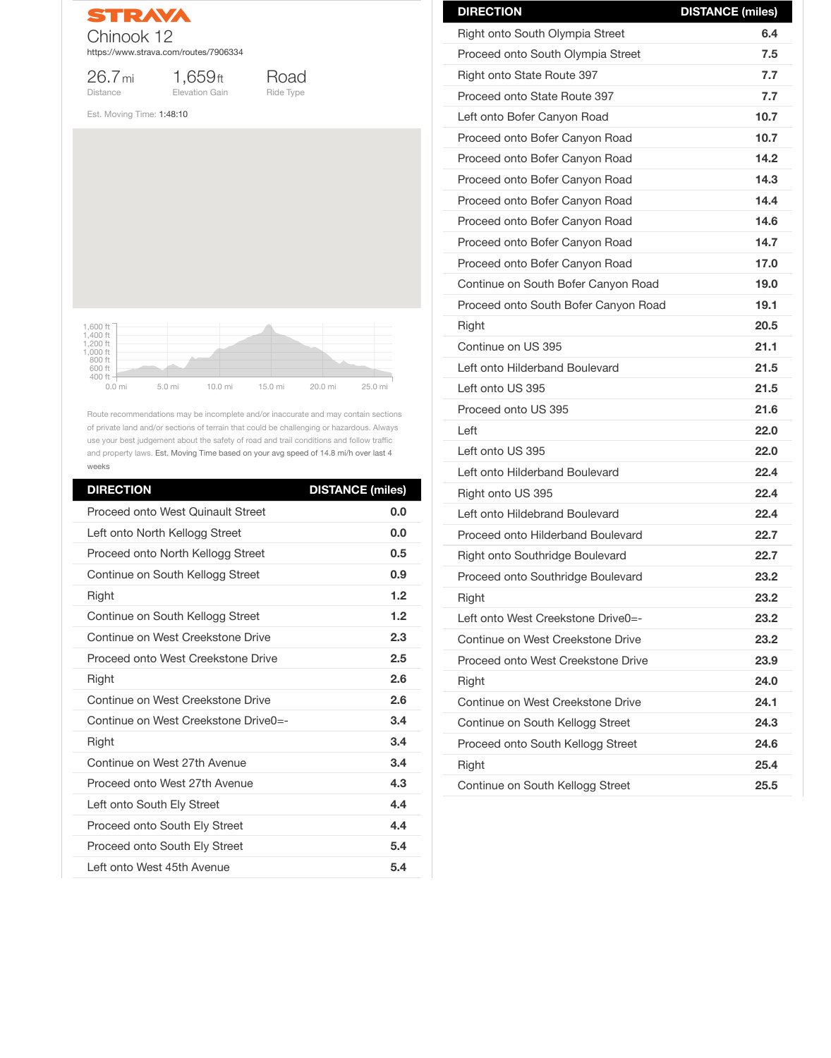STRAVA

# Chinook 12

https://www.strava.com/routes/7906334

26.7 mi Distance | 1,659 ft Elevation Gain | Road Ride Type

Est. Moving Time: 1:48:10

Route recommendations may be incomplete and/or inaccurate and may contain sections of private land and/or sections of terrain that could be challenging or hazardous. Always use your best judgement about the safety of road and trail conditions and follow traffic and property laws. Est. Moving Time based on your avg speed of 14.8 mi/h over last 4 weeks

| DIRECTION | DISTANCE (miles) |
|---|---|
| Proceed onto West Quinault Street | 0.0 |
| Left onto North Kellogg Street | 0.0 |
| Proceed onto North Kellogg Street | 0.5 |
| Continue on South Kellogg Street | 0.9 |
| Right | 1.2 |
| Continue on South Kellogg Street | 1.2 |
| Continue on West Creekstone Drive | 2.3 |
| Proceed onto West Creekstone Drive | 2.5 |
| Right | 2.6 |
| Continue on West Creekstone Drive | 2.6 |
| Continue on West Creekstone Drive0=- | 3.4 |
| Right | 3.4 |
| Continue on West 27th Avenue | 3.4 |
| Proceed onto West 27th Avenue | 4.3 |
| Left onto South Ely Street | 4.4 |
| Proceed onto South Ely Street | 4.4 |
| Proceed onto South Ely Street | 5.4 |
| Left onto West 45th Avenue | 5.4 |
| Right onto South Olympia Street | 6.4 |
| Proceed onto South Olympia Street | 7.5 |
| Right onto State Route 397 | 7.7 |
| Proceed onto State Route 397 | 7.7 |
| Left onto Bofer Canyon Road | 10.7 |
| Proceed onto Bofer Canyon Road | 10.7 |
| Proceed onto Bofer Canyon Road | 14.2 |
| Proceed onto Bofer Canyon Road | 14.3 |
| Proceed onto Bofer Canyon Road | 14.4 |
| Proceed onto Bofer Canyon Road | 14.6 |
| Proceed onto Bofer Canyon Road | 14.7 |
| Proceed onto Bofer Canyon Road | 17.0 |
| Continue on South Bofer Canyon Road | 19.0 |
| Proceed onto South Bofer Canyon Road | 19.1 |
| Right | 20.5 |
| Continue on US 395 | 21.1 |
| Left onto Hilderband Boulevard | 21.5 |
| Left onto US 395 | 21.5 |
| Proceed onto US 395 | 21.6 |
| Left | 22.0 |
| Left onto US 395 | 22.0 |
| Left onto Hilderband Boulevard | 22.4 |
| Right onto US 395 | 22.4 |
| Left onto Hildebrand Boulevard | 22.4 |
| Proceed onto Hilderband Boulevard | 22.7 |
| Right onto Southridge Boulevard | 22.7 |
| Proceed onto Southridge Boulevard | 23.2 |
| Right | 23.2 |
| Left onto West Creekstone Drive0=- | 23.2 |
| Continue on West Creekstone Drive | 23.2 |
| Proceed onto West Creekstone Drive | 23.9 |
| Right | 24.0 |
| Continue on West Creekstone Drive | 24.1 |
| Continue on South Kellogg Street | 24.3 |
| Proceed onto South Kellogg Street | 24.6 |
| Right | 25.4 |
| Continue on South Kellogg Street | 25.5 |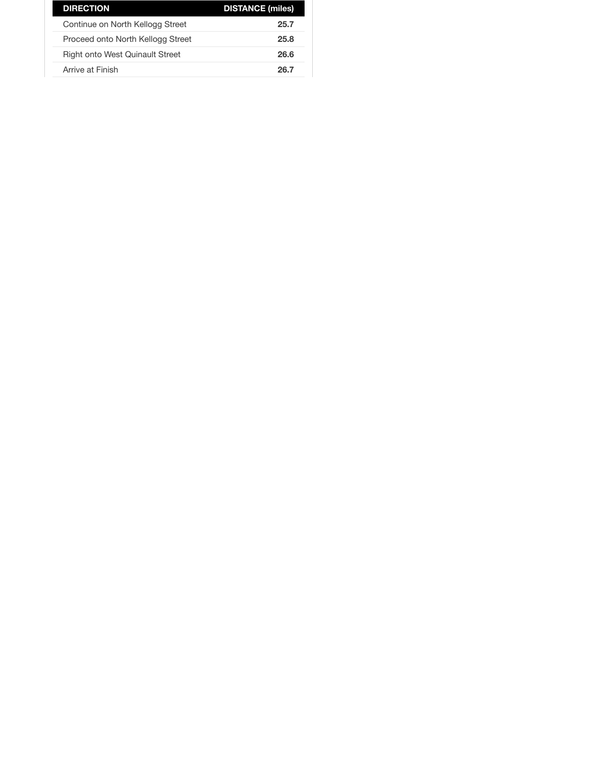| DIRECTION | DISTANCE (miles) |
|---|---|
| Continue on North Kellogg Street | **25.7** |
| Proceed onto North Kellogg Street | **25.8** |
| Right onto West Quinault Street | **26.6** |
| Arrive at Finish | **26.7** |